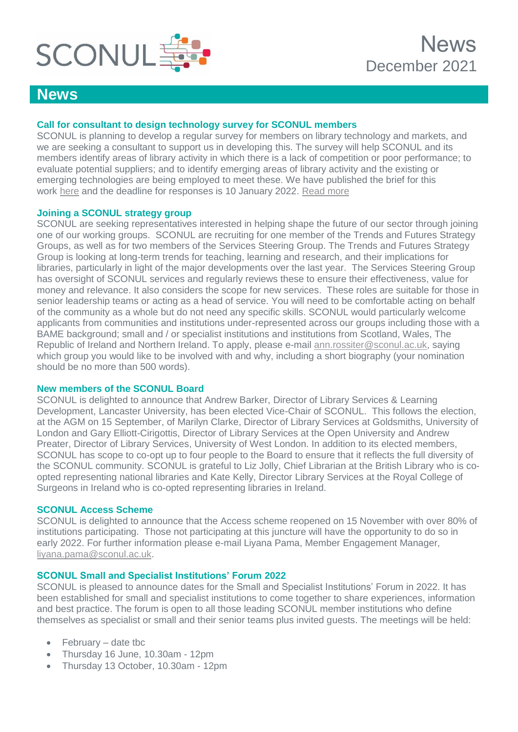SCONUL

# News
December 2021

## News

### Call for consultant to design technology survey for SCONUL members

SCONUL is planning to develop a regular survey for members on library technology and markets, and we are seeking a consultant to support us in developing this. The survey will help SCONUL and its members identify areas of library activity in which there is a lack of competition or poor performance; to evaluate potential suppliers; and to identify emerging areas of library activity and the existing or emerging technologies are being employed to meet these. We have published the brief for this work here and the deadline for responses is 10 January 2022. Read more

### Joining a SCONUL strategy group

SCONUL are seeking representatives interested in helping shape the future of our sector through joining one of our working groups. SCONUL are recruiting for one member of the Trends and Futures Strategy Groups, as well as for two members of the Services Steering Group. The Trends and Futures Strategy Group is looking at long-term trends for teaching, learning and research, and their implications for libraries, particularly in light of the major developments over the last year. The Services Steering Group has oversight of SCONUL services and regularly reviews these to ensure their effectiveness, value for money and relevance. It also considers the scope for new services. These roles are suitable for those in senior leadership teams or acting as a head of service. You will need to be comfortable acting on behalf of the community as a whole but do not need any specific skills. SCONUL would particularly welcome applicants from communities and institutions under-represented across our groups including those with a BAME background; small and / or specialist institutions and institutions from Scotland, Wales, The Republic of Ireland and Northern Ireland. To apply, please e-mail ann.rossiter@sconul.ac.uk, saying which group you would like to be involved with and why, including a short biography (your nomination should be no more than 500 words).

### New members of the SCONUL Board

SCONUL is delighted to announce that Andrew Barker, Director of Library Services & Learning Development, Lancaster University, has been elected Vice-Chair of SCONUL. This follows the election, at the AGM on 15 September, of Marilyn Clarke, Director of Library Services at Goldsmiths, University of London and Gary Elliott-Cirigottis, Director of Library Services at the Open University and Andrew Preater, Director of Library Services, University of West London. In addition to its elected members, SCONUL has scope to co-opt up to four people to the Board to ensure that it reflects the full diversity of the SCONUL community. SCONUL is grateful to Liz Jolly, Chief Librarian at the British Library who is co-opted representing national libraries and Kate Kelly, Director Library Services at the Royal College of Surgeons in Ireland who is co-opted representing libraries in Ireland.

### SCONUL Access Scheme

SCONUL is delighted to announce that the Access scheme reopened on 15 November with over 80% of institutions participating. Those not participating at this juncture will have the opportunity to do so in early 2022. For further information please e-mail Liyana Pama, Member Engagement Manager, liyana.pama@sconul.ac.uk.

### SCONUL Small and Specialist Institutions' Forum 2022

SCONUL is pleased to announce dates for the Small and Specialist Institutions' Forum in 2022. It has been established for small and specialist institutions to come together to share experiences, information and best practice. The forum is open to all those leading SCONUL member institutions who define themselves as specialist or small and their senior teams plus invited guests. The meetings will be held:

- February – date tbc
- Thursday 16 June, 10.30am - 12pm
- Thursday 13 October, 10.30am - 12pm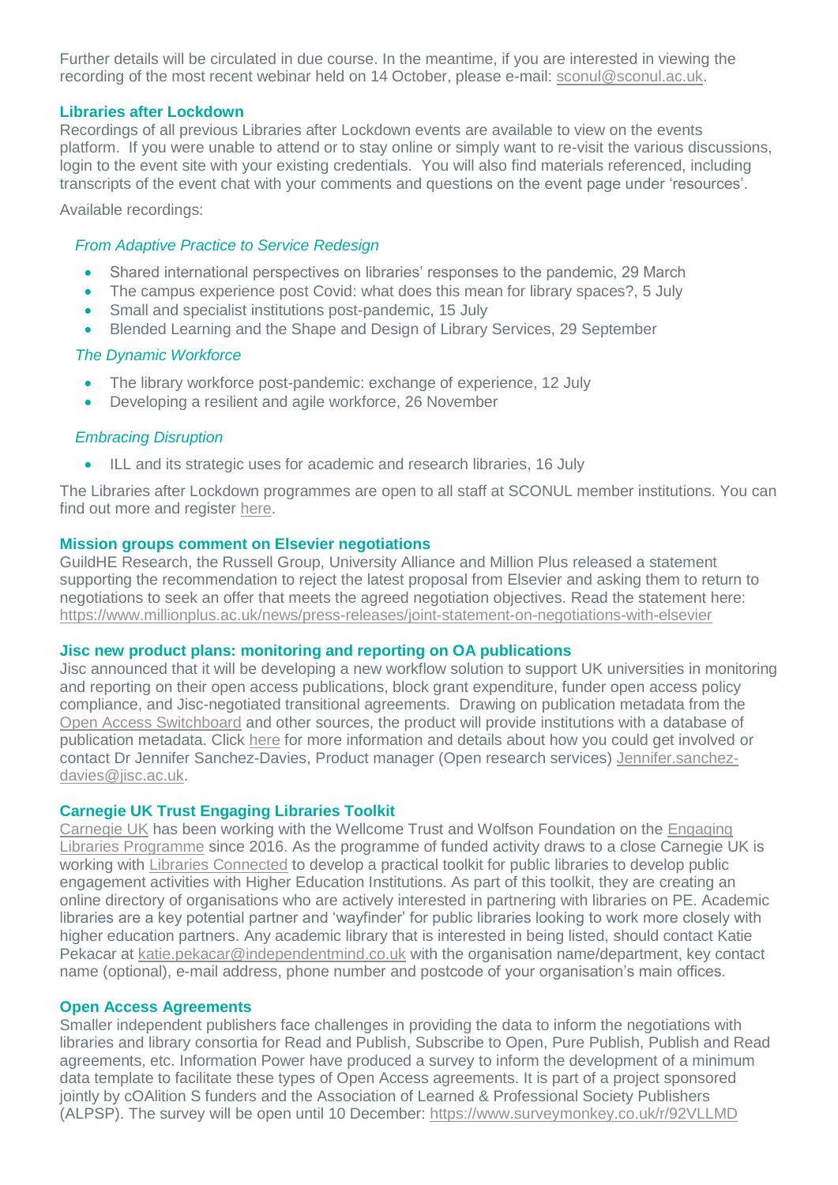Further details will be circulated in due course. In the meantime, if you are interested in viewing the recording of the most recent webinar held on 14 October, please e-mail: sconul@sconul.ac.uk.

### Libraries after Lockdown

Recordings of all previous Libraries after Lockdown events are available to view on the events platform. If you were unable to attend or to stay online or simply want to re-visit the various discussions, login to the event site with your existing credentials. You will also find materials referenced, including transcripts of the event chat with your comments and questions on the event page under 'resources'.

Available recordings:

*From Adaptive Practice to Service Redesign*

- Shared international perspectives on libraries' responses to the pandemic, 29 March
- The campus experience post Covid: what does this mean for library spaces?, 5 July
- Small and specialist institutions post-pandemic, 15 July
- Blended Learning and the Shape and Design of Library Services, 29 September

*The Dynamic Workforce*

- The library workforce post-pandemic: exchange of experience, 12 July
- Developing a resilient and agile workforce, 26 November

*Embracing Disruption*

- ILL and its strategic uses for academic and research libraries, 16 July

The Libraries after Lockdown programmes are open to all staff at SCONUL member institutions. You can find out more and register here.

### Mission groups comment on Elsevier negotiations

GuildHE Research, the Russell Group, University Alliance and Million Plus released a statement supporting the recommendation to reject the latest proposal from Elsevier and asking them to return to negotiations to seek an offer that meets the agreed negotiation objectives. Read the statement here: https://www.millionplus.ac.uk/news/press-releases/joint-statement-on-negotiations-with-elsevier

### Jisc new product plans: monitoring and reporting on OA publications

Jisc announced that it will be developing a new workflow solution to support UK universities in monitoring and reporting on their open access publications, block grant expenditure, funder open access policy compliance, and Jisc-negotiated transitional agreements. Drawing on publication metadata from the Open Access Switchboard and other sources, the product will provide institutions with a database of publication metadata. Click here for more information and details about how you could get involved or contact Dr Jennifer Sanchez-Davies, Product manager (Open research services) Jennifer.sanchez-davies@jisc.ac.uk.

### Carnegie UK Trust Engaging Libraries Toolkit

Carnegie UK has been working with the Wellcome Trust and Wolfson Foundation on the Engaging Libraries Programme since 2016. As the programme of funded activity draws to a close Carnegie UK is working with Libraries Connected to develop a practical toolkit for public libraries to develop public engagement activities with Higher Education Institutions. As part of this toolkit, they are creating an online directory of organisations who are actively interested in partnering with libraries on PE. Academic libraries are a key potential partner and 'wayfinder' for public libraries looking to work more closely with higher education partners. Any academic library that is interested in being listed, should contact Katie Pekacar at katie.pekacar@independentmind.co.uk with the organisation name/department, key contact name (optional), e-mail address, phone number and postcode of your organisation's main offices.

### Open Access Agreements

Smaller independent publishers face challenges in providing the data to inform the negotiations with libraries and library consortia for Read and Publish, Subscribe to Open, Pure Publish, Publish and Read agreements, etc. Information Power have produced a survey to inform the development of a minimum data template to facilitate these types of Open Access agreements. It is part of a project sponsored jointly by cOAlition S funders and the Association of Learned & Professional Society Publishers (ALPSP). The survey will be open until 10 December: https://www.surveymonkey.co.uk/r/92VLLMD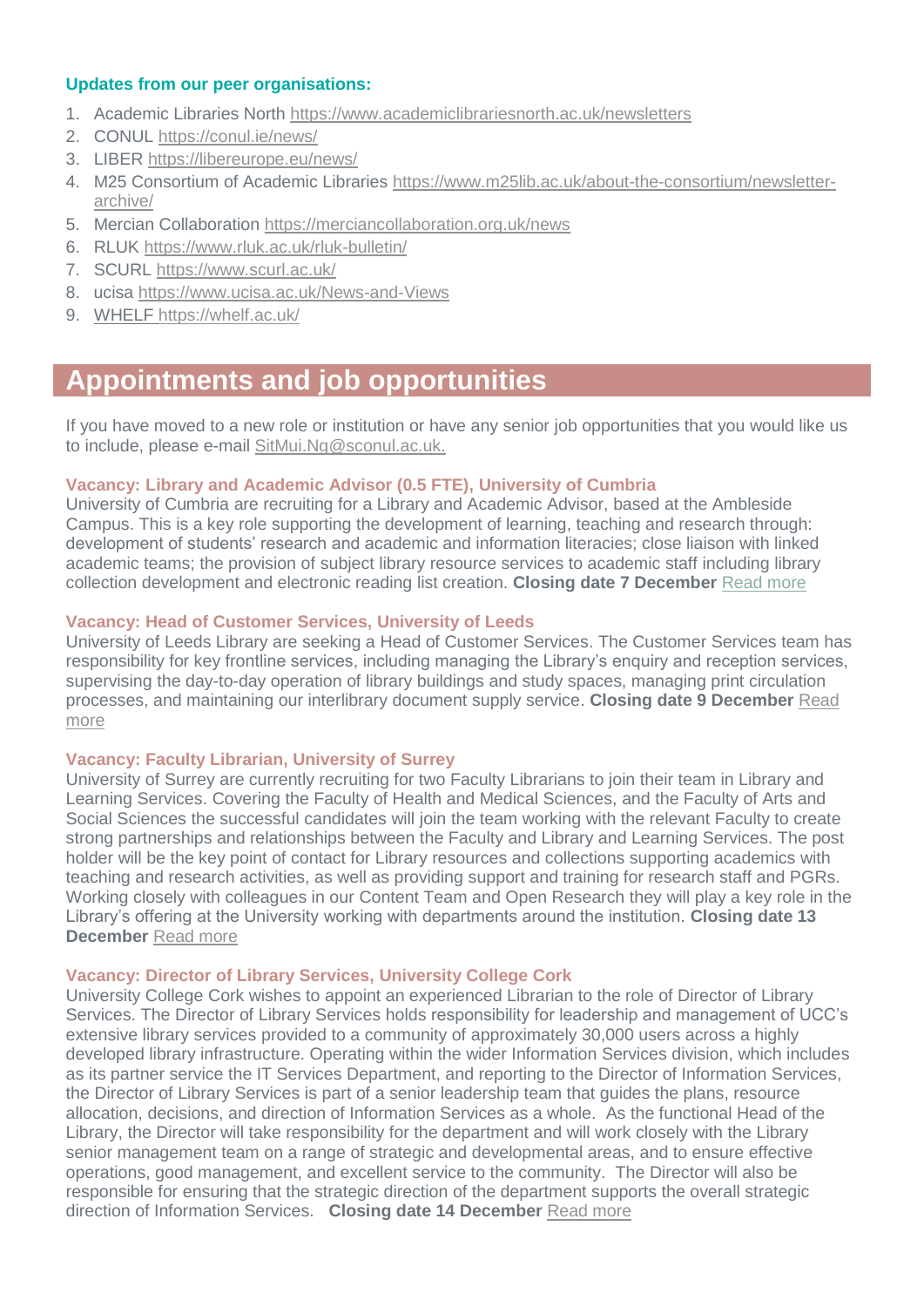### Updates from our peer organisations:

1. Academic Libraries North https://www.academiclibrariesnorth.ac.uk/newsletters
2. CONUL https://conul.ie/news/
3. LIBER https://libereurope.eu/news/
4. M25 Consortium of Academic Libraries https://www.m25lib.ac.uk/about-the-consortium/newsletter-archive/
5. Mercian Collaboration https://merciancollaboration.org.uk/news
6. RLUK https://www.rluk.ac.uk/rluk-bulletin/
7. SCURL https://www.scurl.ac.uk/
8. ucisa https://www.ucisa.ac.uk/News-and-Views
9. WHELF https://whelf.ac.uk/

## Appointments and job opportunities

If you have moved to a new role or institution or have any senior job opportunities that you would like us to include, please e-mail SitMui.Ng@sconul.ac.uk.

### Vacancy: Library and Academic Advisor (0.5 FTE), University of Cumbria

University of Cumbria are recruiting for a Library and Academic Advisor, based at the Ambleside Campus. This is a key role supporting the development of learning, teaching and research through: development of students' research and academic and information literacies; close liaison with linked academic teams; the provision of subject library resource services to academic staff including library collection development and electronic reading list creation. **Closing date 7 December** Read more

### Vacancy: Head of Customer Services, University of Leeds

University of Leeds Library are seeking a Head of Customer Services. The Customer Services team has responsibility for key frontline services, including managing the Library's enquiry and reception services, supervising the day-to-day operation of library buildings and study spaces, managing print circulation processes, and maintaining our interlibrary document supply service. **Closing date 9 December** Read more

### Vacancy: Faculty Librarian, University of Surrey

University of Surrey are currently recruiting for two Faculty Librarians to join their team in Library and Learning Services. Covering the Faculty of Health and Medical Sciences, and the Faculty of Arts and Social Sciences the successful candidates will join the team working with the relevant Faculty to create strong partnerships and relationships between the Faculty and Library and Learning Services. The post holder will be the key point of contact for Library resources and collections supporting academics with teaching and research activities, as well as providing support and training for research staff and PGRs. Working closely with colleagues in our Content Team and Open Research they will play a key role in the Library's offering at the University working with departments around the institution. **Closing date 13 December** Read more

### Vacancy: Director of Library Services, University College Cork

University College Cork wishes to appoint an experienced Librarian to the role of Director of Library Services. The Director of Library Services holds responsibility for leadership and management of UCC's extensive library services provided to a community of approximately 30,000 users across a highly developed library infrastructure. Operating within the wider Information Services division, which includes as its partner service the IT Services Department, and reporting to the Director of Information Services, the Director of Library Services is part of a senior leadership team that guides the plans, resource allocation, decisions, and direction of Information Services as a whole. As the functional Head of the Library, the Director will take responsibility for the department and will work closely with the Library senior management team on a range of strategic and developmental areas, and to ensure effective operations, good management, and excellent service to the community. The Director will also be responsible for ensuring that the strategic direction of the department supports the overall strategic direction of Information Services. **Closing date 14 December** Read more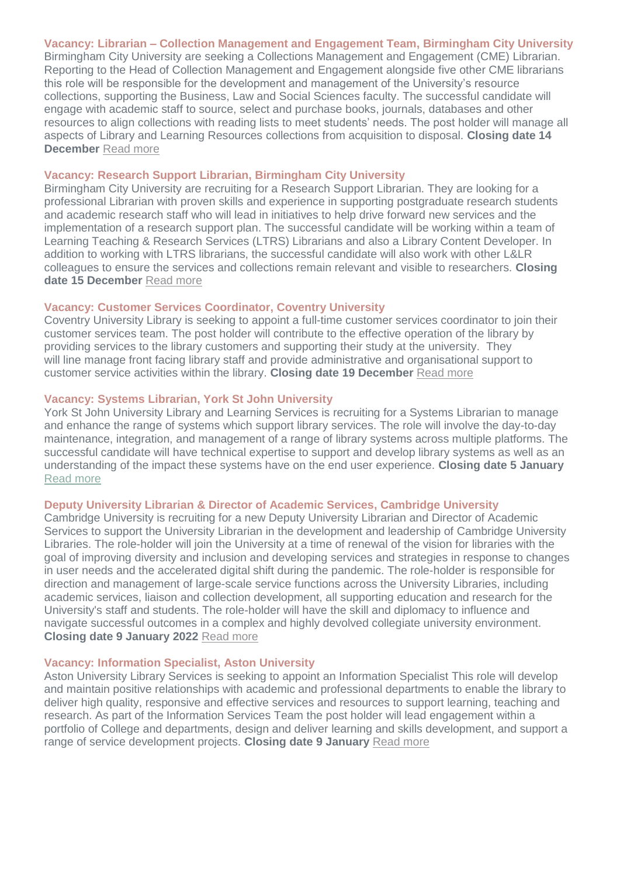### Vacancy: Librarian – Collection Management and Engagement Team, Birmingham City University

Birmingham City University are seeking a Collections Management and Engagement (CME) Librarian. Reporting to the Head of Collection Management and Engagement alongside five other CME librarians this role will be responsible for the development and management of the University's resource collections, supporting the Business, Law and Social Sciences faculty. The successful candidate will engage with academic staff to source, select and purchase books, journals, databases and other resources to align collections with reading lists to meet students' needs. The post holder will manage all aspects of Library and Learning Resources collections from acquisition to disposal. **Closing date 14 December** Read more

### Vacancy: Research Support Librarian, Birmingham City University

Birmingham City University are recruiting for a Research Support Librarian. They are looking for a professional Librarian with proven skills and experience in supporting postgraduate research students and academic research staff who will lead in initiatives to help drive forward new services and the implementation of a research support plan. The successful candidate will be working within a team of Learning Teaching & Research Services (LTRS) Librarians and also a Library Content Developer. In addition to working with LTRS librarians, the successful candidate will also work with other L&LR colleagues to ensure the services and collections remain relevant and visible to researchers. **Closing date 15 December** Read more

### Vacancy: Customer Services Coordinator, Coventry University

Coventry University Library is seeking to appoint a full-time customer services coordinator to join their customer services team. The post holder will contribute to the effective operation of the library by providing services to the library customers and supporting their study at the university. They will line manage front facing library staff and provide administrative and organisational support to customer service activities within the library. **Closing date 19 December** Read more

### Vacancy: Systems Librarian, York St John University

York St John University Library and Learning Services is recruiting for a Systems Librarian to manage and enhance the range of systems which support library services. The role will involve the day-to-day maintenance, integration, and management of a range of library systems across multiple platforms. The successful candidate will have technical expertise to support and develop library systems as well as an understanding of the impact these systems have on the end user experience. **Closing date 5 January** Read more

### Deputy University Librarian & Director of Academic Services, Cambridge University

Cambridge University is recruiting for a new Deputy University Librarian and Director of Academic Services to support the University Librarian in the development and leadership of Cambridge University Libraries. The role-holder will join the University at a time of renewal of the vision for libraries with the goal of improving diversity and inclusion and developing services and strategies in response to changes in user needs and the accelerated digital shift during the pandemic. The role-holder is responsible for direction and management of large-scale service functions across the University Libraries, including academic services, liaison and collection development, all supporting education and research for the University's staff and students. The role-holder will have the skill and diplomacy to influence and navigate successful outcomes in a complex and highly devolved collegiate university environment. **Closing date 9 January 2022** Read more

### Vacancy: Information Specialist, Aston University

Aston University Library Services is seeking to appoint an Information Specialist This role will develop and maintain positive relationships with academic and professional departments to enable the library to deliver high quality, responsive and effective services and resources to support learning, teaching and research. As part of the Information Services Team the post holder will lead engagement within a portfolio of College and departments, design and deliver learning and skills development, and support a range of service development projects. **Closing date 9 January** Read more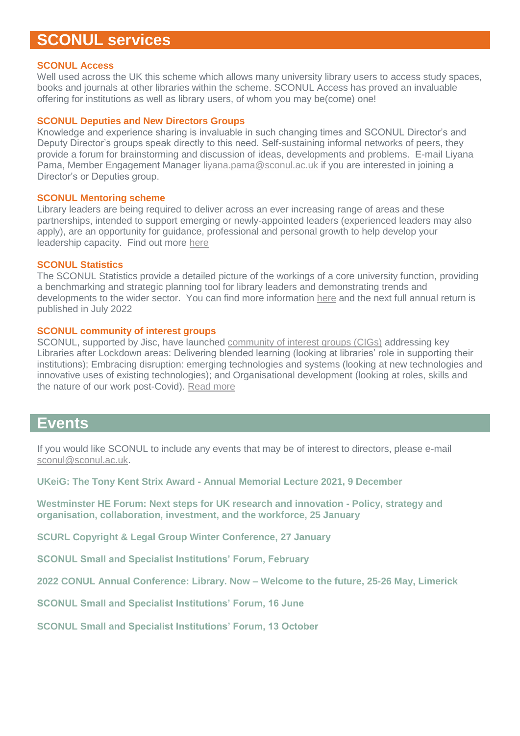## SCONUL services

### SCONUL Access

Well used across the UK this scheme which allows many university library users to access study spaces, books and journals at other libraries within the scheme. SCONUL Access has proved an invaluable offering for institutions as well as library users, of whom you may be(come) one!

### SCONUL Deputies and New Directors Groups

Knowledge and experience sharing is invaluable in such changing times and SCONUL Director's and Deputy Director's groups speak directly to this need. Self-sustaining informal networks of peers, they provide a forum for brainstorming and discussion of ideas, developments and problems. E-mail Liyana Pama, Member Engagement Manager liyana.pama@sconul.ac.uk if you are interested in joining a Director's or Deputies group.

### SCONUL Mentoring scheme

Library leaders are being required to deliver across an ever increasing range of areas and these partnerships, intended to support emerging or newly-appointed leaders (experienced leaders may also apply), are an opportunity for guidance, professional and personal growth to help develop your leadership capacity. Find out more here

### SCONUL Statistics

The SCONUL Statistics provide a detailed picture of the workings of a core university function, providing a benchmarking and strategic planning tool for library leaders and demonstrating trends and developments to the wider sector. You can find more information here and the next full annual return is published in July 2022

### SCONUL community of interest groups

SCONUL, supported by Jisc, have launched community of interest groups (CIGs) addressing key Libraries after Lockdown areas: Delivering blended learning (looking at libraries' role in supporting their institutions); Embracing disruption: emerging technologies and systems (looking at new technologies and innovative uses of existing technologies); and Organisational development (looking at roles, skills and the nature of our work post-Covid). Read more

## Events

If you would like SCONUL to include any events that may be of interest to directors, please e-mail sconul@sconul.ac.uk.

**UKeiG: The Tony Kent Strix Award - Annual Memorial Lecture 2021, 9 December**

**Westminster HE Forum: Next steps for UK research and innovation - Policy, strategy and organisation, collaboration, investment, and the workforce, 25 January**

**SCURL Copyright & Legal Group Winter Conference, 27 January**

**SCONUL Small and Specialist Institutions' Forum, February**

**2022 CONUL Annual Conference: Library. Now – Welcome to the future, 25-26 May, Limerick**

**SCONUL Small and Specialist Institutions' Forum, 16 June**

**SCONUL Small and Specialist Institutions' Forum, 13 October**